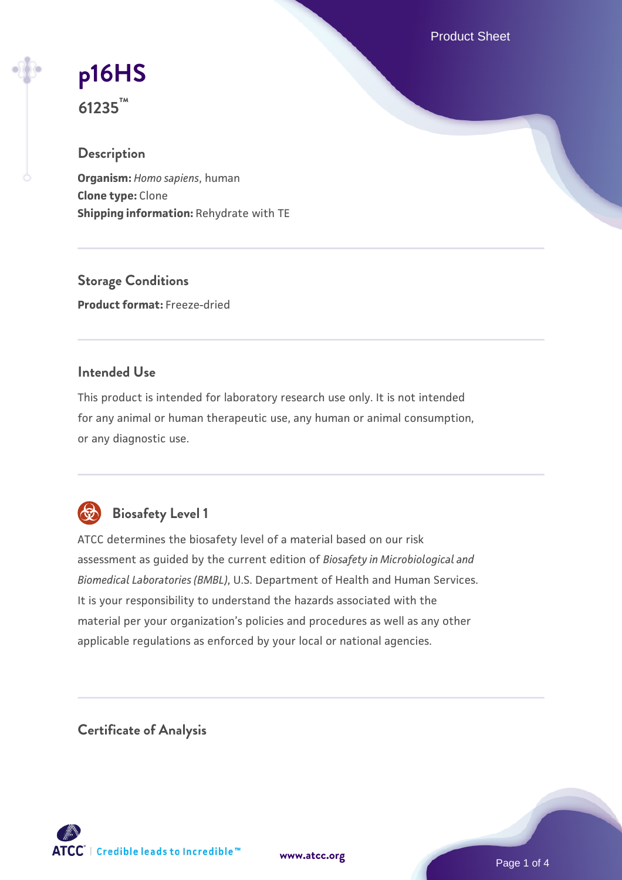# p16HS

**61235™**

## Description

**Organism:** *Homo sapiens*, human
**Clone type:** Clone
**Shipping information:** Rehydrate with TE

## Storage Conditions

**Product format:** Freeze-dried

## Intended Use

This product is intended for laboratory research use only. It is not intended for any animal or human therapeutic use, any human or animal consumption, or any diagnostic use.

## Biosafety Level 1

ATCC determines the biosafety level of a material based on our risk assessment as guided by the current edition of *Biosafety in Microbiological and Biomedical Laboratories (BMBL)*, U.S. Department of Health and Human Services. It is your responsibility to understand the hazards associated with the material per your organization's policies and procedures as well as any other applicable regulations as enforced by your local or national agencies.

## Certificate of Analysis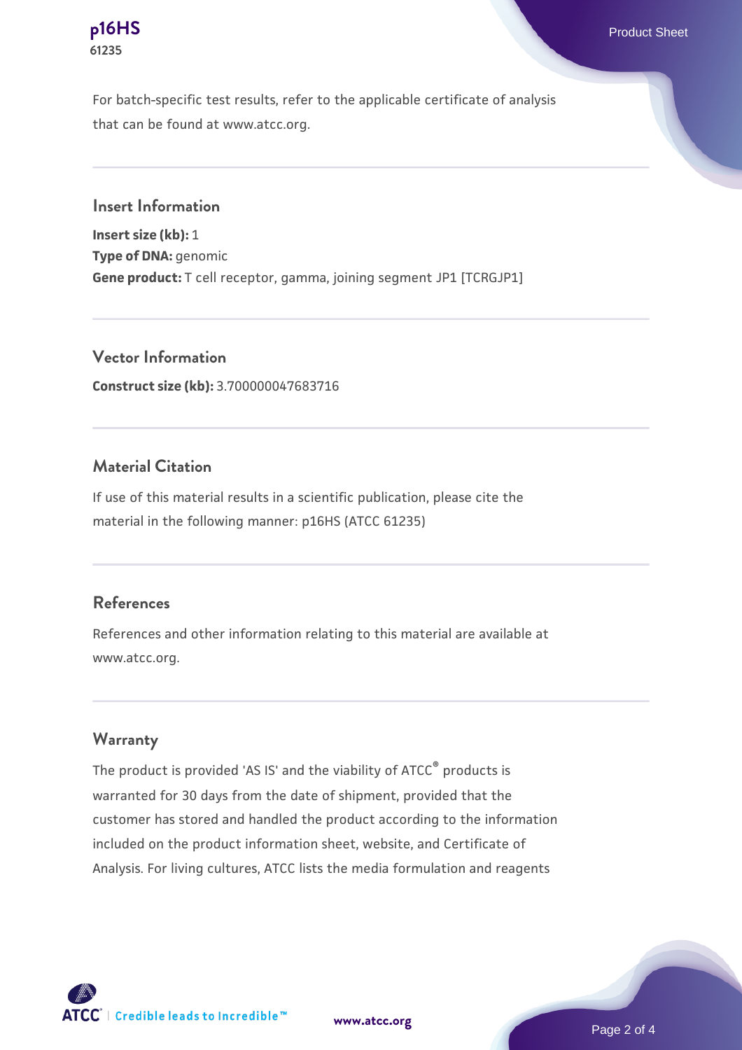For batch-specific test results, refer to the applicable certificate of analysis that can be found at www.atcc.org.

## Insert Information

**Insert size (kb):** 1
**Type of DNA:** genomic
**Gene product:** T cell receptor, gamma, joining segment JP1 [TCRGJP1]

## Vector Information

**Construct size (kb):** 3.700000047683716

## Material Citation

If use of this material results in a scientific publication, please cite the material in the following manner: p16HS (ATCC 61235)

## References

References and other information relating to this material are available at www.atcc.org.

## Warranty

The product is provided 'AS IS' and the viability of ATCC® products is warranted for 30 days from the date of shipment, provided that the customer has stored and handled the product according to the information included on the product information sheet, website, and Certificate of Analysis. For living cultures, ATCC lists the media formulation and reagents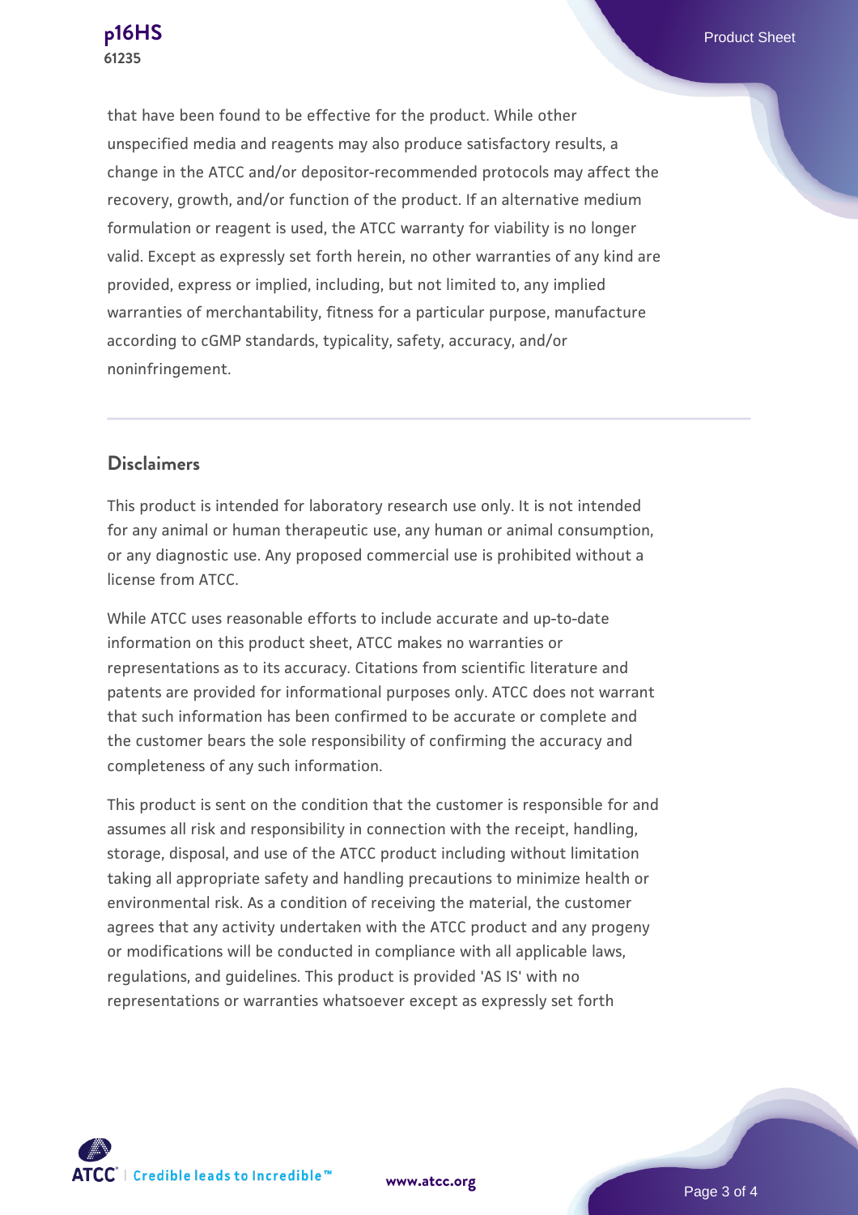that have been found to be effective for the product. While other unspecified media and reagents may also produce satisfactory results, a change in the ATCC and/or depositor-recommended protocols may affect the recovery, growth, and/or function of the product. If an alternative medium formulation or reagent is used, the ATCC warranty for viability is no longer valid. Except as expressly set forth herein, no other warranties of any kind are provided, express or implied, including, but not limited to, any implied warranties of merchantability, fitness for a particular purpose, manufacture according to cGMP standards, typicality, safety, accuracy, and/or noninfringement.

## Disclaimers

This product is intended for laboratory research use only. It is not intended for any animal or human therapeutic use, any human or animal consumption, or any diagnostic use. Any proposed commercial use is prohibited without a license from ATCC.

While ATCC uses reasonable efforts to include accurate and up-to-date information on this product sheet, ATCC makes no warranties or representations as to its accuracy. Citations from scientific literature and patents are provided for informational purposes only. ATCC does not warrant that such information has been confirmed to be accurate or complete and the customer bears the sole responsibility of confirming the accuracy and completeness of any such information.

This product is sent on the condition that the customer is responsible for and assumes all risk and responsibility in connection with the receipt, handling, storage, disposal, and use of the ATCC product including without limitation taking all appropriate safety and handling precautions to minimize health or environmental risk. As a condition of receiving the material, the customer agrees that any activity undertaken with the ATCC product and any progeny or modifications will be conducted in compliance with all applicable laws, regulations, and guidelines. This product is provided 'AS IS' with no representations or warranties whatsoever except as expressly set forth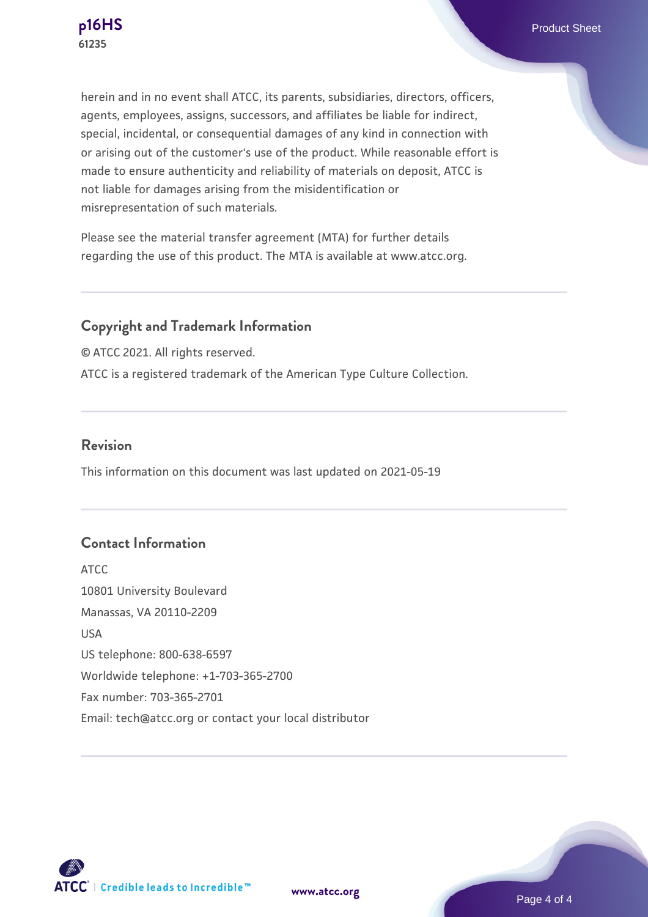herein and in no event shall ATCC, its parents, subsidiaries, directors, officers, agents, employees, assigns, successors, and affiliates be liable for indirect, special, incidental, or consequential damages of any kind in connection with or arising out of the customer's use of the product. While reasonable effort is made to ensure authenticity and reliability of materials on deposit, ATCC is not liable for damages arising from the misidentification or misrepresentation of such materials.

Please see the material transfer agreement (MTA) for further details regarding the use of this product. The MTA is available at www.atcc.org.

## Copyright and Trademark Information

© ATCC 2021. All rights reserved.

ATCC is a registered trademark of the American Type Culture Collection.

## Revision

This information on this document was last updated on 2021-05-19

## Contact Information

ATCC
10801 University Boulevard
Manassas, VA 20110-2209
USA
US telephone: 800-638-6597
Worldwide telephone: +1-703-365-2700
Fax number: 703-365-2701
Email: tech@atcc.org or contact your local distributor